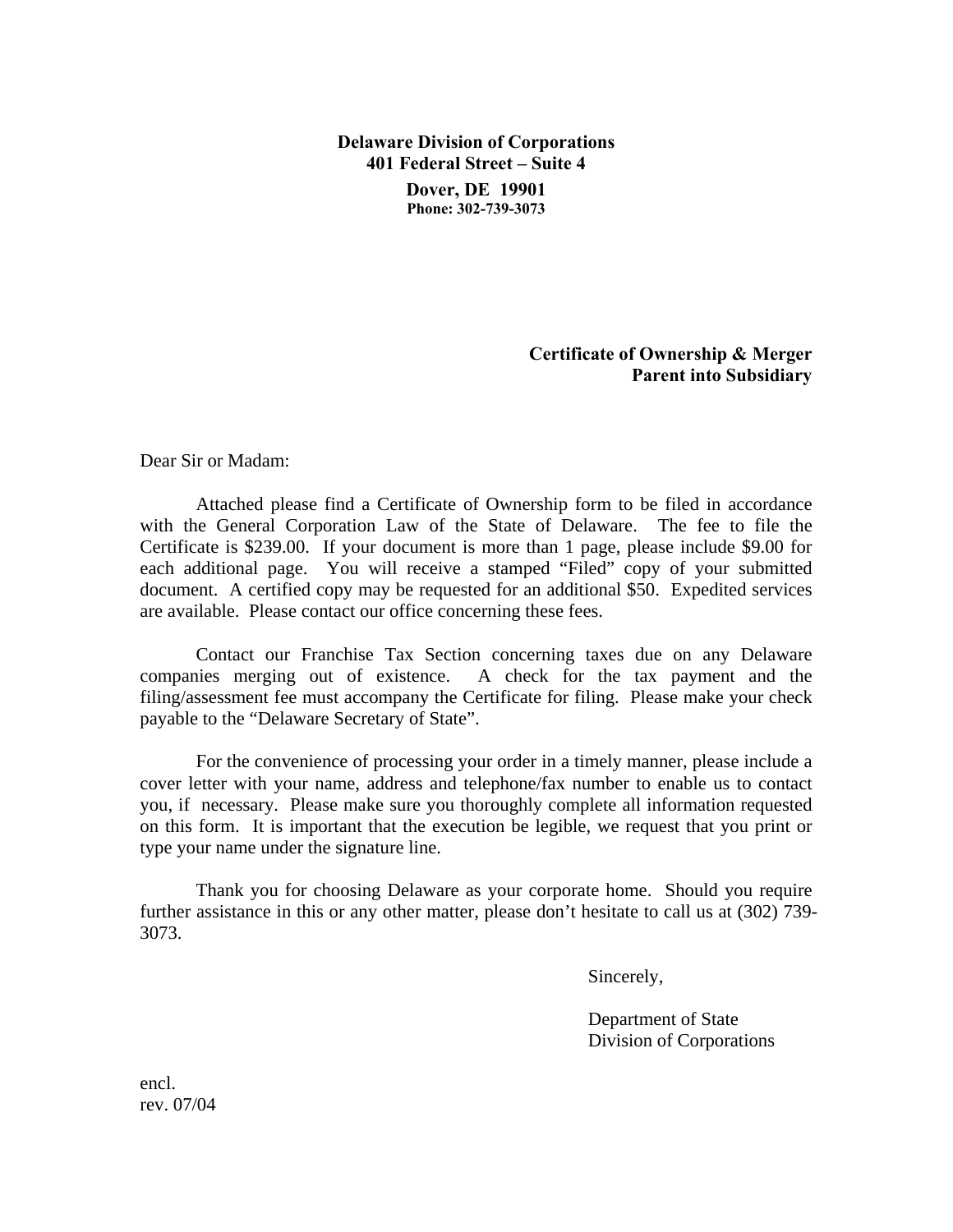**Delaware Division of Corporations**
**401 Federal Street – Suite 4**
**Dover, DE 19901**
**Phone: 302-739-3073**

**Certificate of Ownership & Merger**
**Parent into Subsidiary**

Dear Sir or Madam:

Attached please find a Certificate of Ownership form to be filed in accordance with the General Corporation Law of the State of Delaware. The fee to file the Certificate is $239.00. If your document is more than 1 page, please include $9.00 for each additional page. You will receive a stamped "Filed" copy of your submitted document. A certified copy may be requested for an additional $50. Expedited services are available. Please contact our office concerning these fees.

Contact our Franchise Tax Section concerning taxes due on any Delaware companies merging out of existence. A check for the tax payment and the filing/assessment fee must accompany the Certificate for filing. Please make your check payable to the "Delaware Secretary of State".

For the convenience of processing your order in a timely manner, please include a cover letter with your name, address and telephone/fax number to enable us to contact you, if necessary. Please make sure you thoroughly complete all information requested on this form. It is important that the execution be legible, we request that you print or type your name under the signature line.

Thank you for choosing Delaware as your corporate home. Should you require further assistance in this or any other matter, please don't hesitate to call us at (302) 739-3073.

Sincerely,

Department of State
Division of Corporations

encl.
rev. 07/04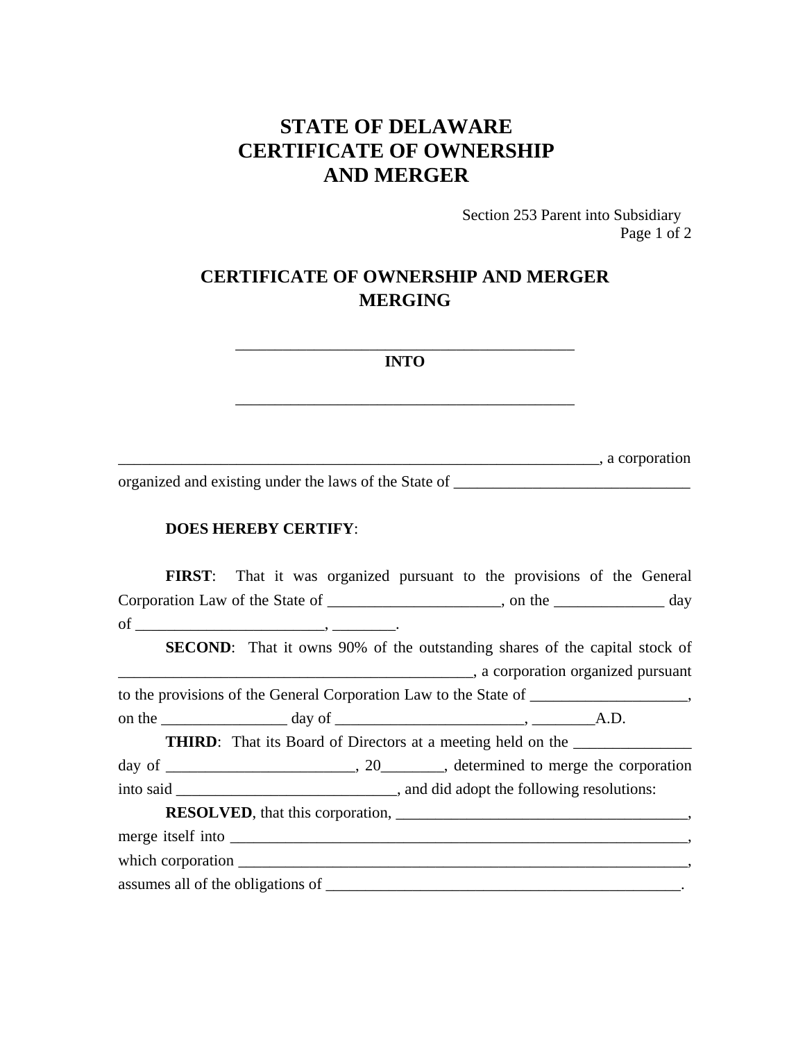# STATE OF DELAWARE
# CERTIFICATE OF OWNERSHIP
# AND MERGER

Section 253 Parent into Subsidiary

## CERTIFICATE OF OWNERSHIP AND MERGER
## MERGING

_____________________________________________

**INTO**

_____________________________________________

_________________________________________________________________, a corporation organized and existing under the laws of the State of _______________________________

**DOES HEREBY CERTIFY**:

**FIRST**: That it was organized pursuant to the provisions of the General Corporation Law of the State of ______________________, on the ______________ day of ________________________, ________.

**SECOND**: That it owns 90% of the outstanding shares of the capital stock of ______________________________________________, a corporation organized pursuant to the provisions of the General Corporation Law to the State of ____________________, on the ________________ day of ________________________, ________A.D.

**THIRD**: That its Board of Directors at a meeting held on the _______________ day of ________________________, 20________, determined to merge the corporation into said ____________________________, and did adopt the following resolutions:

**RESOLVED**, that this corporation, ______________________________________, merge itself into ____________________________________________________________, which corporation ___________________________________________________________, assumes all of the obligations of _______________________________________________.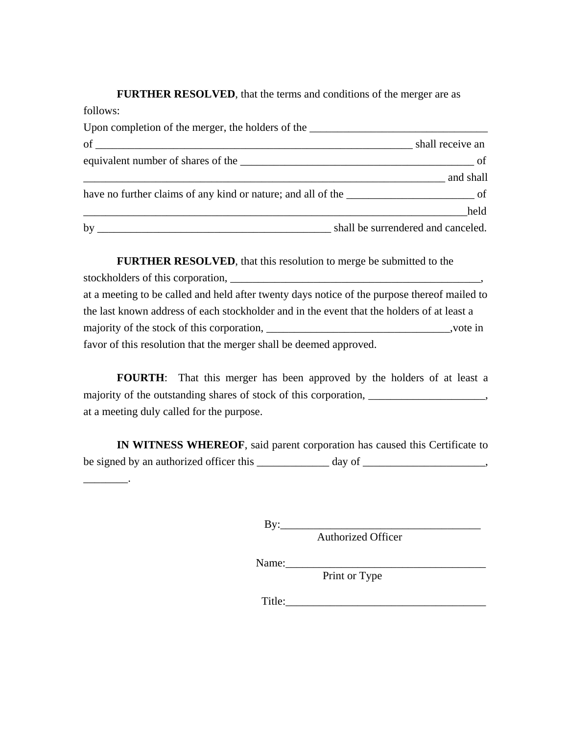**FURTHER RESOLVED**, that the terms and conditions of the merger are as follows:

Upon completion of the merger, the holders of the _________________________________ of ____________________________________________________________ shall receive an equivalent number of shares of the ____________________________________________ of ________________________________________________________________ and shall have no further claims of any kind or nature; and all of the ________________________ of _________________________________________________________________________held by ____________________________________________ shall be surrendered and canceled.

**FURTHER RESOLVED**, that this resolution to merge be submitted to the stockholders of this corporation, ________________________________________________, at a meeting to be called and held after twenty days notice of the purpose thereof mailed to the last known address of each stockholder and in the event that the holders of at least a majority of the stock of this corporation, _________________________________,vote in favor of this resolution that the merger shall be deemed approved.

**FOURTH**: That this merger has been approved by the holders of at least a majority of the outstanding shares of stock of this corporation, _____________________, at a meeting duly called for the purpose.

**IN WITNESS WHEREOF**, said parent corporation has caused this Certificate to be signed by an authorized officer this _____________ day of ______________________, ________.

By:_____________________________________
Authorized Officer

Name:_____________________________________
Print or Type

Title:_____________________________________